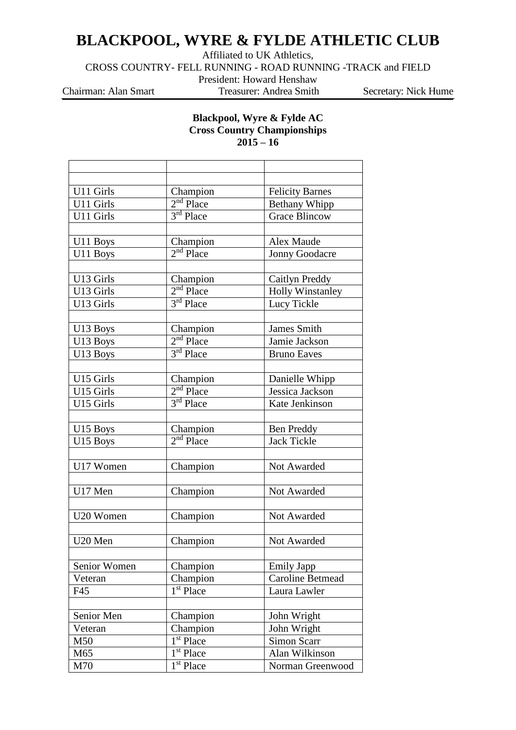# BLACKPOOL, WYRE & FYLDE ATHLETIC CLUB

Affiliated to UK Athletics,

CROSS COUNTRY- FELL RUNNING - ROAD RUNNING -TRACK and FIELD

President: Howard Henshaw

Chairman: Alan Smart | Treasurer: Andrea Smith | Secretary: Nick Hume

**Blackpool, Wyre & Fylde AC**
**Cross Country Championships**
**2015 – 16**

| | | |
|---|---|---|
| | | |
| U11 Girls | Champion | Felicity Barnes |
| U11 Girls | 2nd Place | Bethany Whipp |
| U11 Girls | 3rd Place | Grace Blincow |
| | | |
| U11 Boys | Champion | Alex Maude |
| U11 Boys | 2nd Place | Jonny Goodacre |
| | | |
| U13 Girls | Champion | Caitlyn Preddy |
| U13 Girls | 2nd Place | Holly Winstanley |
| U13 Girls | 3rd Place | Lucy Tickle |
| | | |
| U13 Boys | Champion | James Smith |
| U13 Boys | 2nd Place | Jamie Jackson |
| U13 Boys | 3rd Place | Bruno Eaves |
| | | |
| U15 Girls | Champion | Danielle Whipp |
| U15 Girls | 2nd Place | Jessica Jackson |
| U15 Girls | 3rd Place | Kate Jenkinson |
| | | |
| U15 Boys | Champion | Ben Preddy |
| U15 Boys | 2nd Place | Jack Tickle |
| | | |
| U17 Women | Champion | Not Awarded |
| | | |
| U17 Men | Champion | Not Awarded |
| | | |
| U20 Women | Champion | Not Awarded |
| | | |
| U20 Men | Champion | Not Awarded |
| | | |
| Senior Women | Champion | Emily Japp |
| Veteran | Champion | Caroline Betmead |
| F45 | 1st Place | Laura Lawler |
| | | |
| Senior Men | Champion | John Wright |
| Veteran | Champion | John Wright |
| M50 | 1st Place | Simon Scarr |
| M65 | 1st Place | Alan Wilkinson |
| M70 | 1st Place | Norman Greenwood |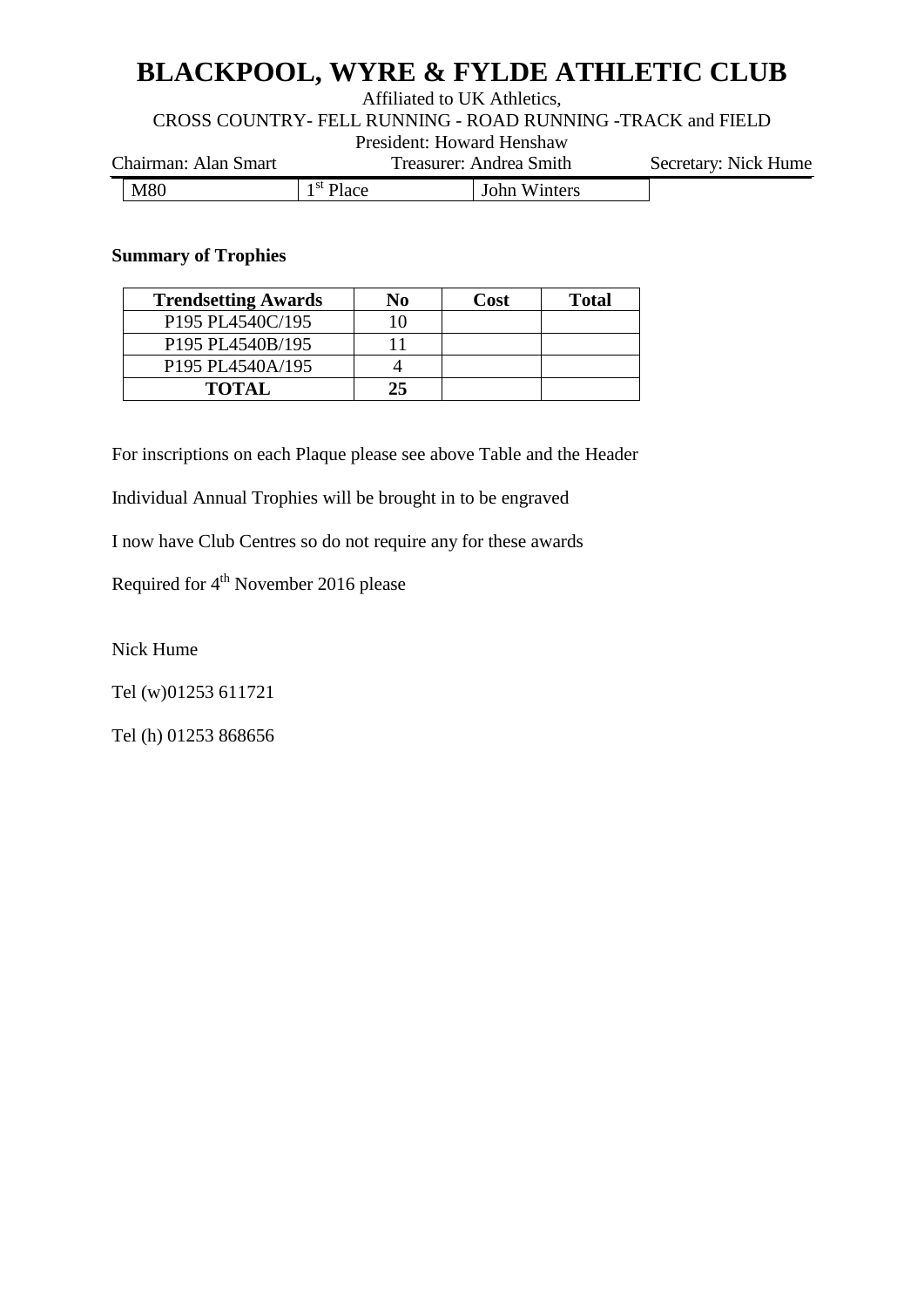# BLACKPOOL, WYRE & FYLDE ATHLETIC CLUB

Affiliated to UK Athletics,

CROSS COUNTRY- FELL RUNNING - ROAD RUNNING -TRACK and FIELD

President: Howard Henshaw

Chairman: Alan Smart Treasurer: Andrea Smith Secretary: Nick Hume

| | | |
|---|---|---|
| M80 | 1st Place | John Winters |

**Summary of Trophies**

| Trendsetting Awards | No | Cost | Total |
|---|---|---|---|
| P195 PL4540C/195 | 10 | | |
| P195 PL4540B/195 | 11 | | |
| P195 PL4540A/195 | 4 | | |
| **TOTAL** | **25** | | |

For inscriptions on each Plaque please see above Table and the Header

Individual Annual Trophies will be brought in to be engraved

I now have Club Centres so do not require any for these awards

Required for 4th November 2016 please

Nick Hume

Tel (w)01253 611721

Tel (h) 01253 868656